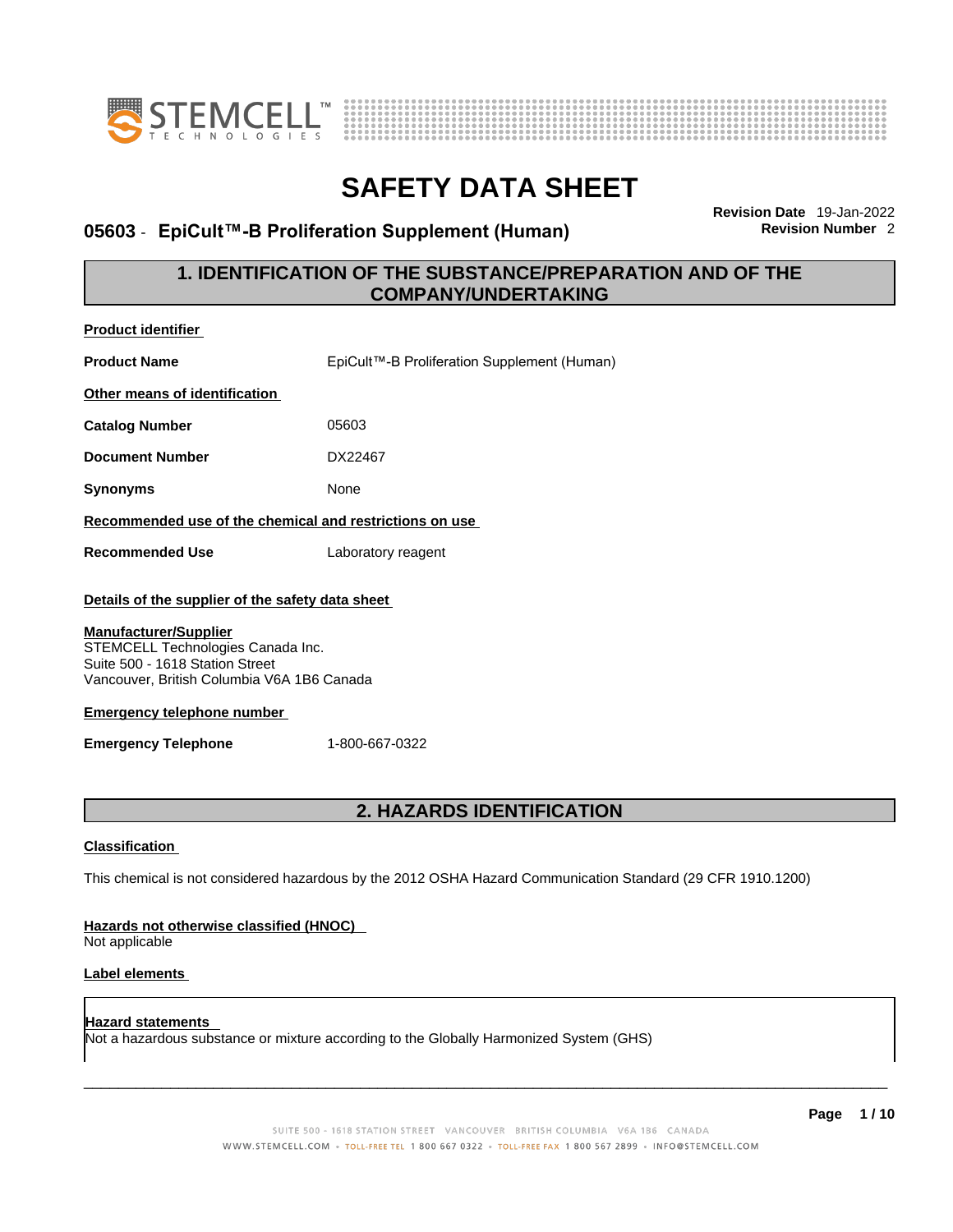# SAFETY DATA SHEET

## 05603 - EpiCult™-B Proliferation Supplement (Human)

**Revision Date** 19-Jan-2022
**Revision Number** 2

## 1. IDENTIFICATION OF THE SUBSTANCE/PREPARATION AND OF THE COMPANY/UNDERTAKING

**Product identifier**

**Product Name** EpiCult™-B Proliferation Supplement (Human)

**Other means of identification**

**Catalog Number** 05603

**Document Number** DX22467

**Synonyms** None

**Recommended use of the chemical and restrictions on use**

**Recommended Use** Laboratory reagent

**Details of the supplier of the safety data sheet**

**Manufacturer/Supplier**
STEMCELL Technologies Canada Inc.
Suite 500 - 1618 Station Street
Vancouver, British Columbia V6A 1B6 Canada

**Emergency telephone number**

**Emergency Telephone** 1-800-667-0322

## 2. HAZARDS IDENTIFICATION

**Classification**

This chemical is not considered hazardous by the 2012 OSHA Hazard Communication Standard (29 CFR 1910.1200)

**Hazards not otherwise classified (HNOC)**
Not applicable

**Label elements**

**Hazard statements**
Not a hazardous substance or mixture according to the Globally Harmonized System (GHS)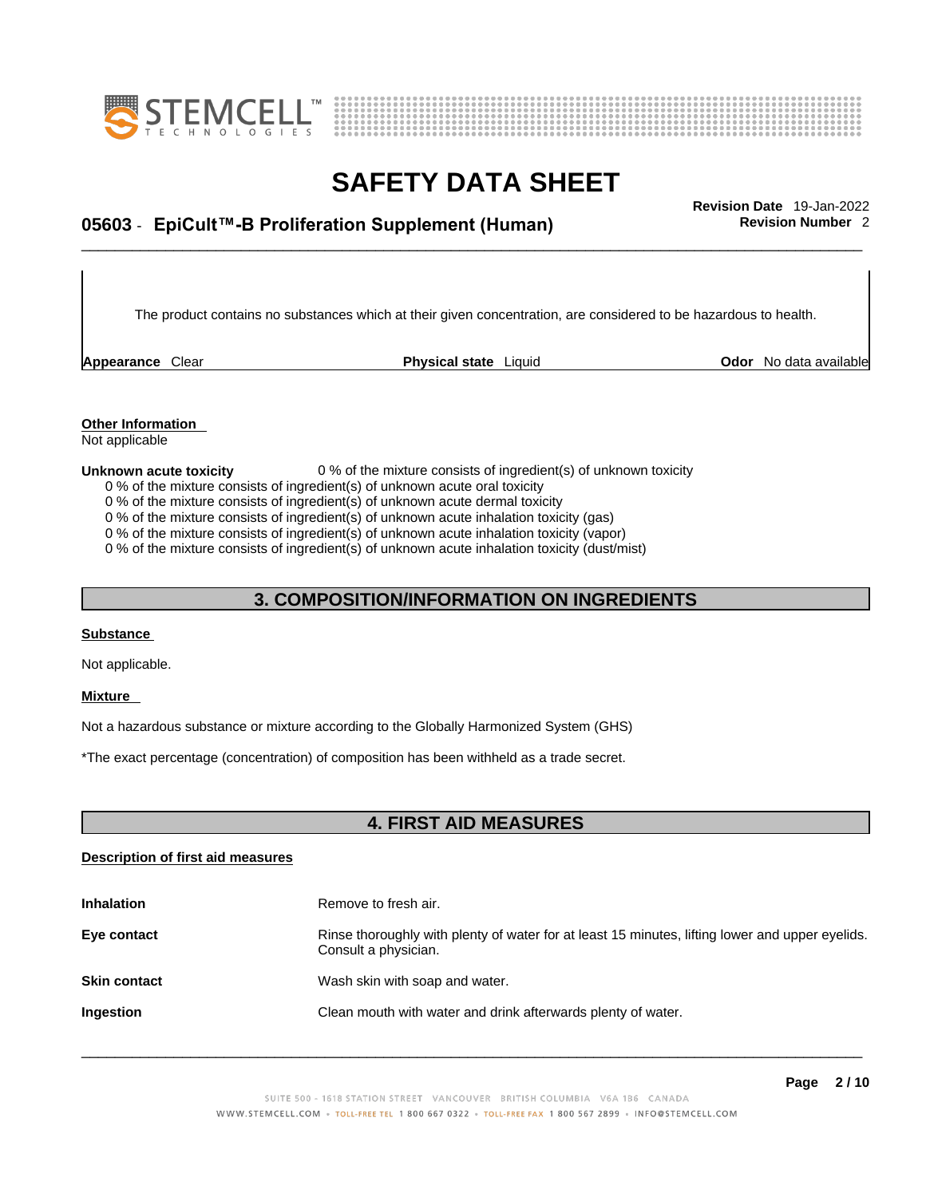The product contains no substances which at their given concentration, are considered to be hazardous to health.

**Appearance** Clear **Physical state** Liquid **Odor** No data available

**Other Information**
Not applicable

**Unknown acute toxicity** 0 % of the mixture consists of ingredient(s) of unknown toxicity

0 % of the mixture consists of ingredient(s) of unknown acute oral toxicity
0 % of the mixture consists of ingredient(s) of unknown acute dermal toxicity
0 % of the mixture consists of ingredient(s) of unknown acute inhalation toxicity (gas)
0 % of the mixture consists of ingredient(s) of unknown acute inhalation toxicity (vapor)
0 % of the mixture consists of ingredient(s) of unknown acute inhalation toxicity (dust/mist)

## 3. COMPOSITION/INFORMATION ON INGREDIENTS

**Substance**

Not applicable.

**Mixture**

Not a hazardous substance or mixture according to the Globally Harmonized System (GHS)

*The exact percentage (concentration) of composition has been withheld as a trade secret.

## 4. FIRST AID MEASURES

**Description of first aid measures**

**Inhalation** Remove to fresh air.

**Eye contact** Rinse thoroughly with plenty of water for at least 15 minutes, lifting lower and upper eyelids. Consult a physician.

**Skin contact** Wash skin with soap and water.

**Ingestion** Clean mouth with water and drink afterwards plenty of water.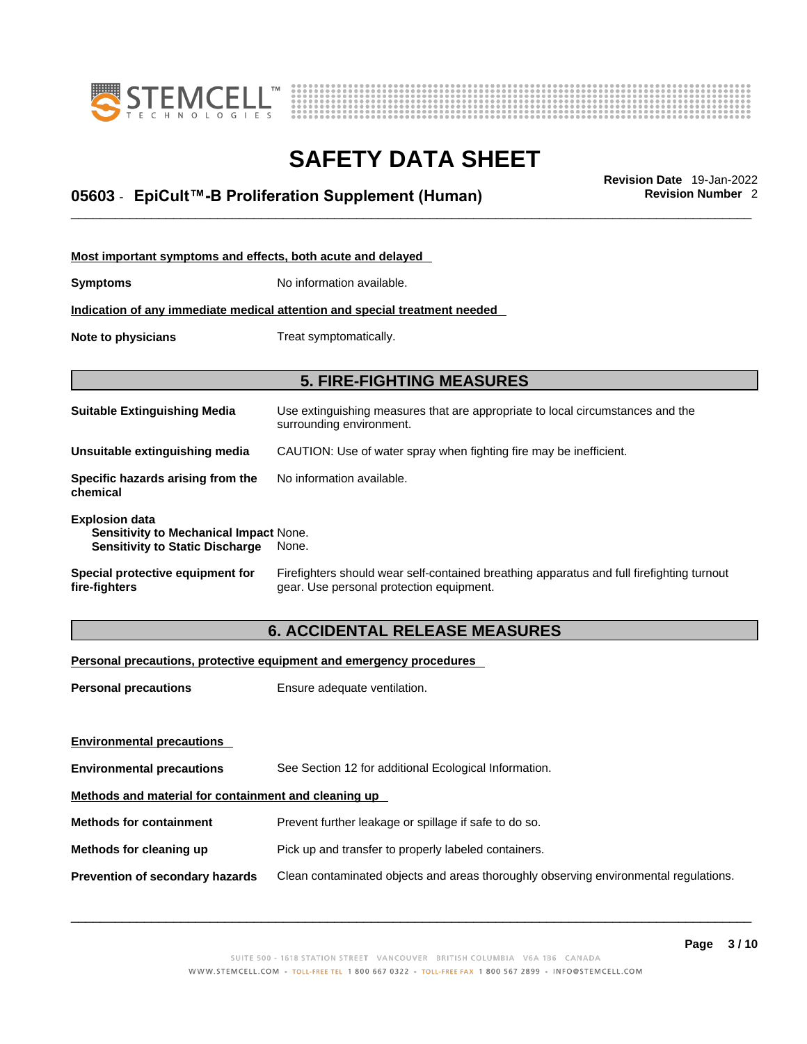**Most important symptoms and effects, both acute and delayed**

**Symptoms** No information available.

**Indication of any immediate medical attention and special treatment needed**

**Note to physicians** Treat symptomatically.

## 5. FIRE-FIGHTING MEASURES

**Suitable Extinguishing Media** Use extinguishing measures that are appropriate to local circumstances and the surrounding environment.

**Unsuitable extinguishing media** CAUTION: Use of water spray when fighting fire may be inefficient.

**Specific hazards arising from the chemical** No information available.

**Explosion data**
**Sensitivity to Mechanical Impact** None.
**Sensitivity to Static Discharge** None.

**Special protective equipment for fire-fighters** Firefighters should wear self-contained breathing apparatus and full firefighting turnout gear. Use personal protection equipment.

## 6. ACCIDENTAL RELEASE MEASURES

**Personal precautions, protective equipment and emergency procedures**

**Personal precautions** Ensure adequate ventilation.

**Environmental precautions**

**Environmental precautions** See Section 12 for additional Ecological Information.

**Methods and material for containment and cleaning up**

**Methods for containment** Prevent further leakage or spillage if safe to do so.

**Methods for cleaning up** Pick up and transfer to properly labeled containers.

**Prevention of secondary hazards** Clean contaminated objects and areas thoroughly observing environmental regulations.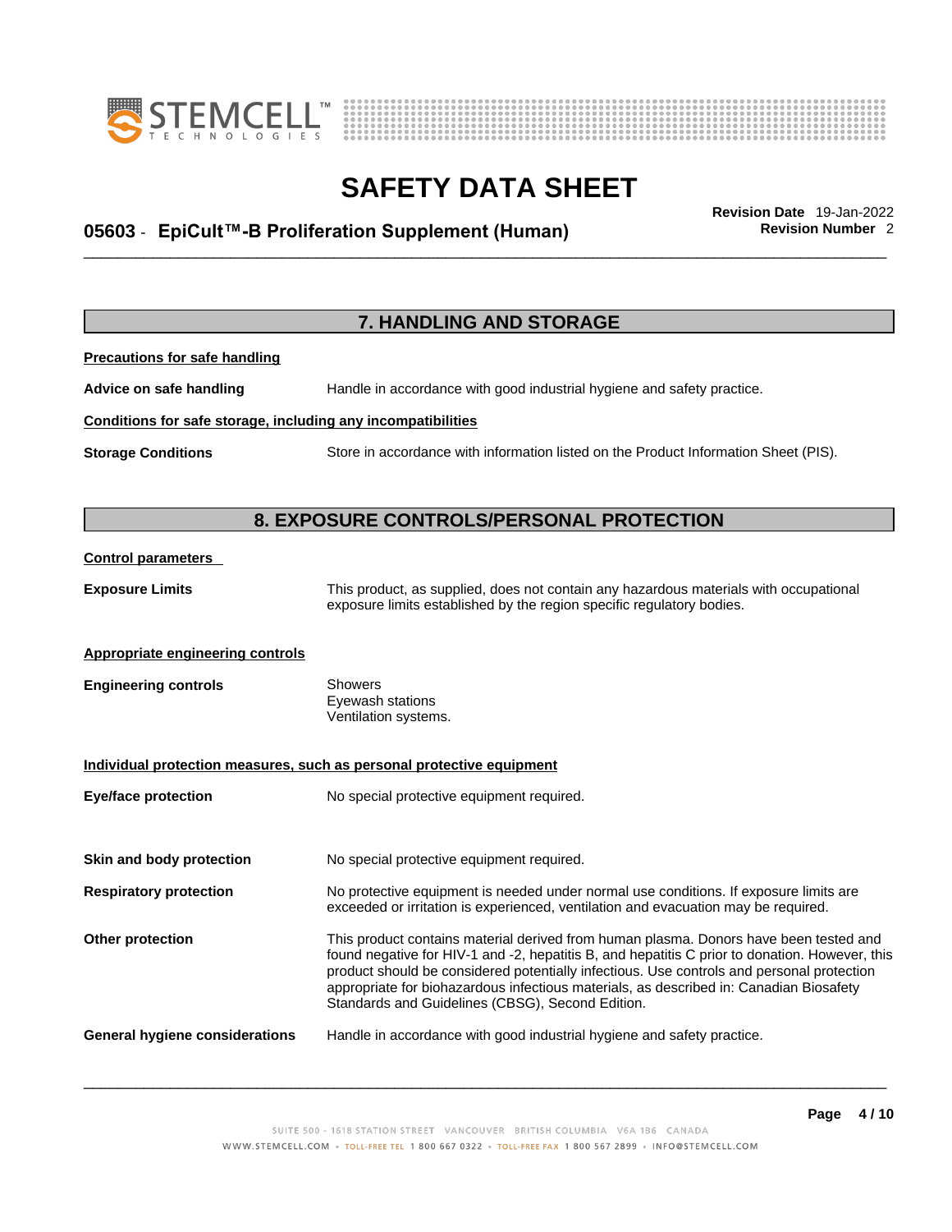## 7. HANDLING AND STORAGE

**Precautions for safe handling**

**Advice on safe handling** Handle in accordance with good industrial hygiene and safety practice.

**Conditions for safe storage, including any incompatibilities**

**Storage Conditions** Store in accordance with information listed on the Product Information Sheet (PIS).

## 8. EXPOSURE CONTROLS/PERSONAL PROTECTION

**Control parameters**

**Exposure Limits** This product, as supplied, does not contain any hazardous materials with occupational exposure limits established by the region specific regulatory bodies.

**Appropriate engineering controls**

**Engineering controls**
Showers
Eyewash stations
Ventilation systems.

**Individual protection measures, such as personal protective equipment**

**Eye/face protection** No special protective equipment required.

**Skin and body protection** No special protective equipment required.

**Respiratory protection** No protective equipment is needed under normal use conditions. If exposure limits are exceeded or irritation is experienced, ventilation and evacuation may be required.

**Other protection** This product contains material derived from human plasma. Donors have been tested and found negative for HIV-1 and -2, hepatitis B, and hepatitis C prior to donation. However, this product should be considered potentially infectious. Use controls and personal protection appropriate for biohazardous infectious materials, as described in: Canadian Biosafety Standards and Guidelines (CBSG), Second Edition.

**General hygiene considerations** Handle in accordance with good industrial hygiene and safety practice.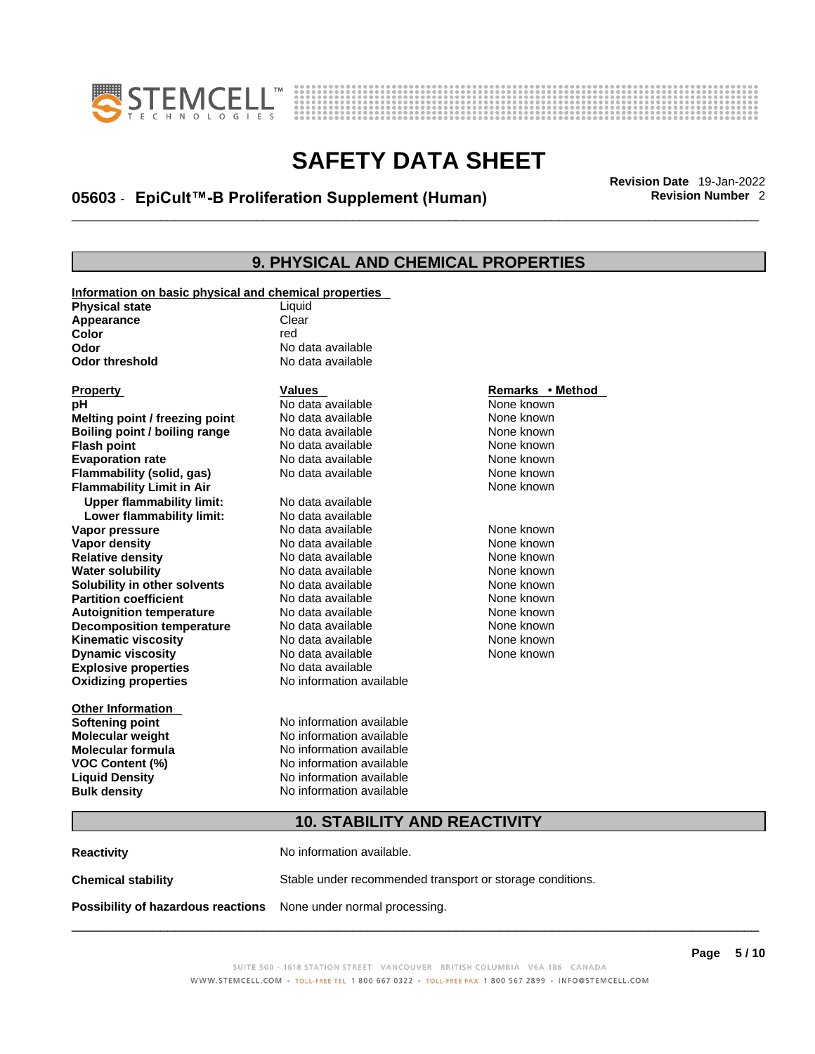## 9. PHYSICAL AND CHEMICAL PROPERTIES

**Information on basic physical and chemical properties**

| | |
|---|---|
| **Physical state** | Liquid |
| **Appearance** | Clear |
| **Color** | red |
| **Odor** | No data available |
| **Odor threshold** | No data available |

| Property | Values | Remarks • Method |
|---|---|---|
| **pH** | No data available | None known |
| **Melting point / freezing point** | No data available | None known |
| **Boiling point / boiling range** | No data available | None known |
| **Flash point** | No data available | None known |
| **Evaporation rate** | No data available | None known |
| **Flammability (solid, gas)** | No data available | None known |
| **Flammability Limit in Air** | | None known |
| **Upper flammability limit:** | No data available | |
| **Lower flammability limit:** | No data available | |
| **Vapor pressure** | No data available | None known |
| **Vapor density** | No data available | None known |
| **Relative density** | No data available | None known |
| **Water solubility** | No data available | None known |
| **Solubility in other solvents** | No data available | None known |
| **Partition coefficient** | No data available | None known |
| **Autoignition temperature** | No data available | None known |
| **Decomposition temperature** | No data available | None known |
| **Kinematic viscosity** | No data available | None known |
| **Dynamic viscosity** | No data available | None known |
| **Explosive properties** | No data available | |
| **Oxidizing properties** | No information available | |

**Other Information**

| | |
|---|---|
| **Softening point** | No information available |
| **Molecular weight** | No information available |
| **Molecular formula** | No information available |
| **VOC Content (%)** | No information available |
| **Liquid Density** | No information available |
| **Bulk density** | No information available |

## 10. STABILITY AND REACTIVITY

| | |
|---|---|
| **Reactivity** | No information available. |
| **Chemical stability** | Stable under recommended transport or storage conditions. |
| **Possibility of hazardous reactions** | None under normal processing. |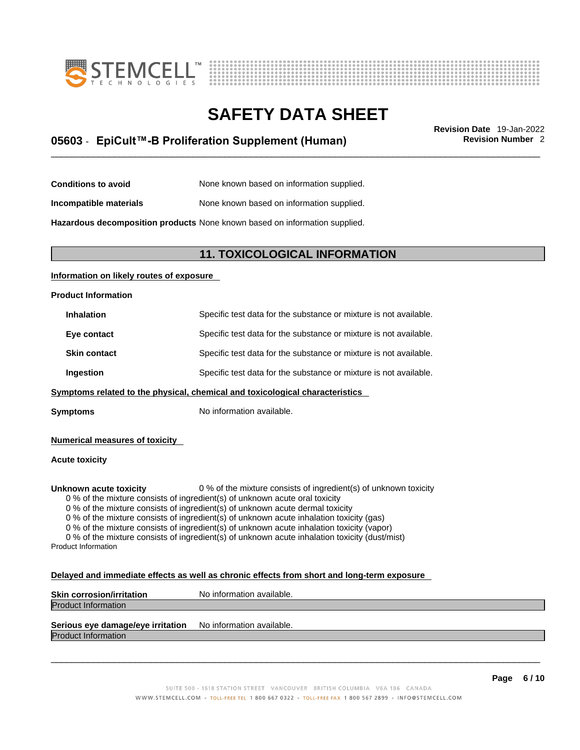| | |
|---|---|
| **Conditions to avoid** | None known based on information supplied. |
| **Incompatible materials** | None known based on information supplied. |
| **Hazardous decomposition products** | None known based on information supplied. |

## 11. TOXICOLOGICAL INFORMATION

**Information on likely routes of exposure**

**Product Information**

| | |
|---|---|
| **Inhalation** | Specific test data for the substance or mixture is not available. |
| **Eye contact** | Specific test data for the substance or mixture is not available. |
| **Skin contact** | Specific test data for the substance or mixture is not available. |
| **Ingestion** | Specific test data for the substance or mixture is not available. |

**Symptoms related to the physical, chemical and toxicological characteristics**

**Symptoms** No information available.

**Numerical measures of toxicity**

**Acute toxicity**

**Unknown acute toxicity** 0 % of the mixture consists of ingredient(s) of unknown toxicity

0 % of the mixture consists of ingredient(s) of unknown acute oral toxicity
0 % of the mixture consists of ingredient(s) of unknown acute dermal toxicity
0 % of the mixture consists of ingredient(s) of unknown acute inhalation toxicity (gas)
0 % of the mixture consists of ingredient(s) of unknown acute inhalation toxicity (vapor)
0 % of the mixture consists of ingredient(s) of unknown acute inhalation toxicity (dust/mist)

Product Information

**Delayed and immediate effects as well as chronic effects from short and long-term exposure**

**Skin corrosion/irritation** No information available.

Product Information

**Serious eye damage/eye irritation** No information available.

Product Information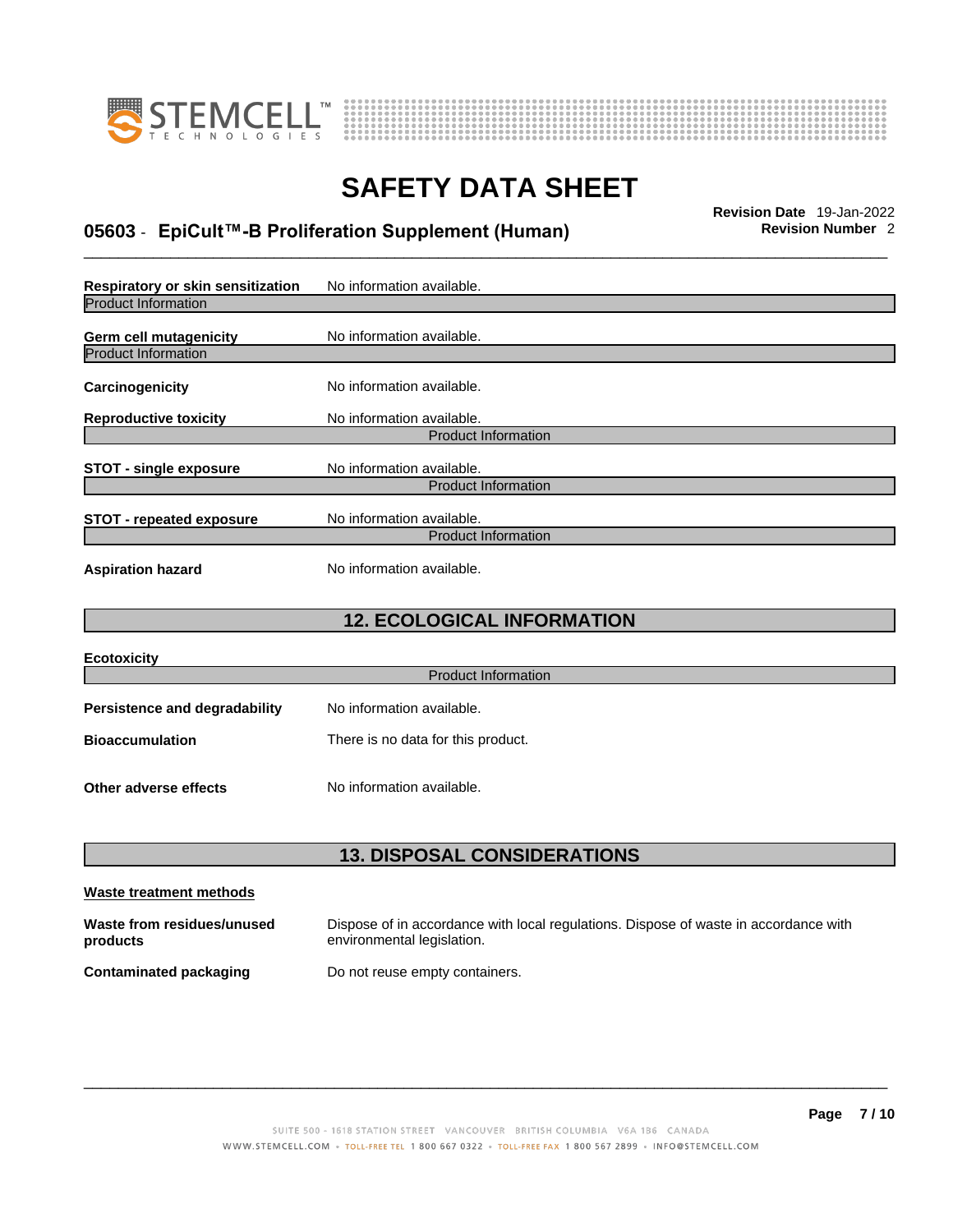**Respiratory or skin sensitization** No information available.

Product Information

**Germ cell mutagenicity** No information available.

Product Information

**Carcinogenicity** No information available.

**Reproductive toxicity** No information available.

Product Information

**STOT - single exposure** No information available.

Product Information

**STOT - repeated exposure** No information available.

Product Information

**Aspiration hazard** No information available.

## 12. ECOLOGICAL INFORMATION

**Ecotoxicity**

Product Information

**Persistence and degradability** No information available.

**Bioaccumulation** There is no data for this product.

**Other adverse effects** No information available.

## 13. DISPOSAL CONSIDERATIONS

**Waste treatment methods**

**Waste from residues/unused products** Dispose of in accordance with local regulations. Dispose of waste in accordance with environmental legislation.

**Contaminated packaging** Do not reuse empty containers.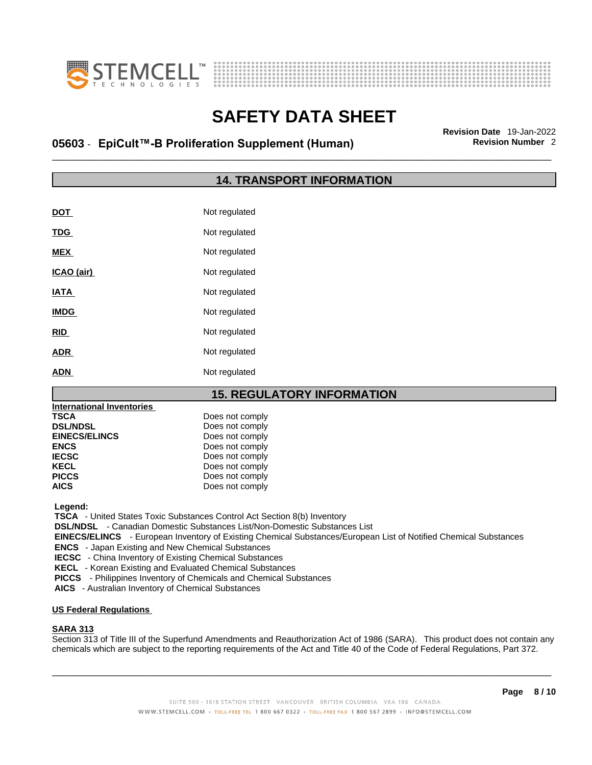## 14. TRANSPORT INFORMATION

| | |
|---|---|
| **DOT** | Not regulated |
| **TDG** | Not regulated |
| **MEX** | Not regulated |
| **ICAO (air)** | Not regulated |
| **IATA** | Not regulated |
| **IMDG** | Not regulated |
| **RID** | Not regulated |
| **ADR** | Not regulated |
| **ADN** | Not regulated |

## 15. REGULATORY INFORMATION

**International Inventories**

| | |
|---|---|
| **TSCA** | Does not comply |
| **DSL/NDSL** | Does not comply |
| **EINECS/ELINCS** | Does not comply |
| **ENCS** | Does not comply |
| **IECSC** | Does not comply |
| **KECL** | Does not comply |
| **PICCS** | Does not comply |
| **AICS** | Does not comply |

**Legend:**

**TSCA** - United States Toxic Substances Control Act Section 8(b) Inventory
**DSL/NDSL** - Canadian Domestic Substances List/Non-Domestic Substances List
**EINECS/ELINCS** - European Inventory of Existing Chemical Substances/European List of Notified Chemical Substances
**ENCS** - Japan Existing and New Chemical Substances
**IECSC** - China Inventory of Existing Chemical Substances
**KECL** - Korean Existing and Evaluated Chemical Substances
**PICCS** - Philippines Inventory of Chemicals and Chemical Substances
**AICS** - Australian Inventory of Chemical Substances

**US Federal Regulations**

**SARA 313**

Section 313 of Title III of the Superfund Amendments and Reauthorization Act of 1986 (SARA). This product does not contain any chemicals which are subject to the reporting requirements of the Act and Title 40 of the Code of Federal Regulations, Part 372.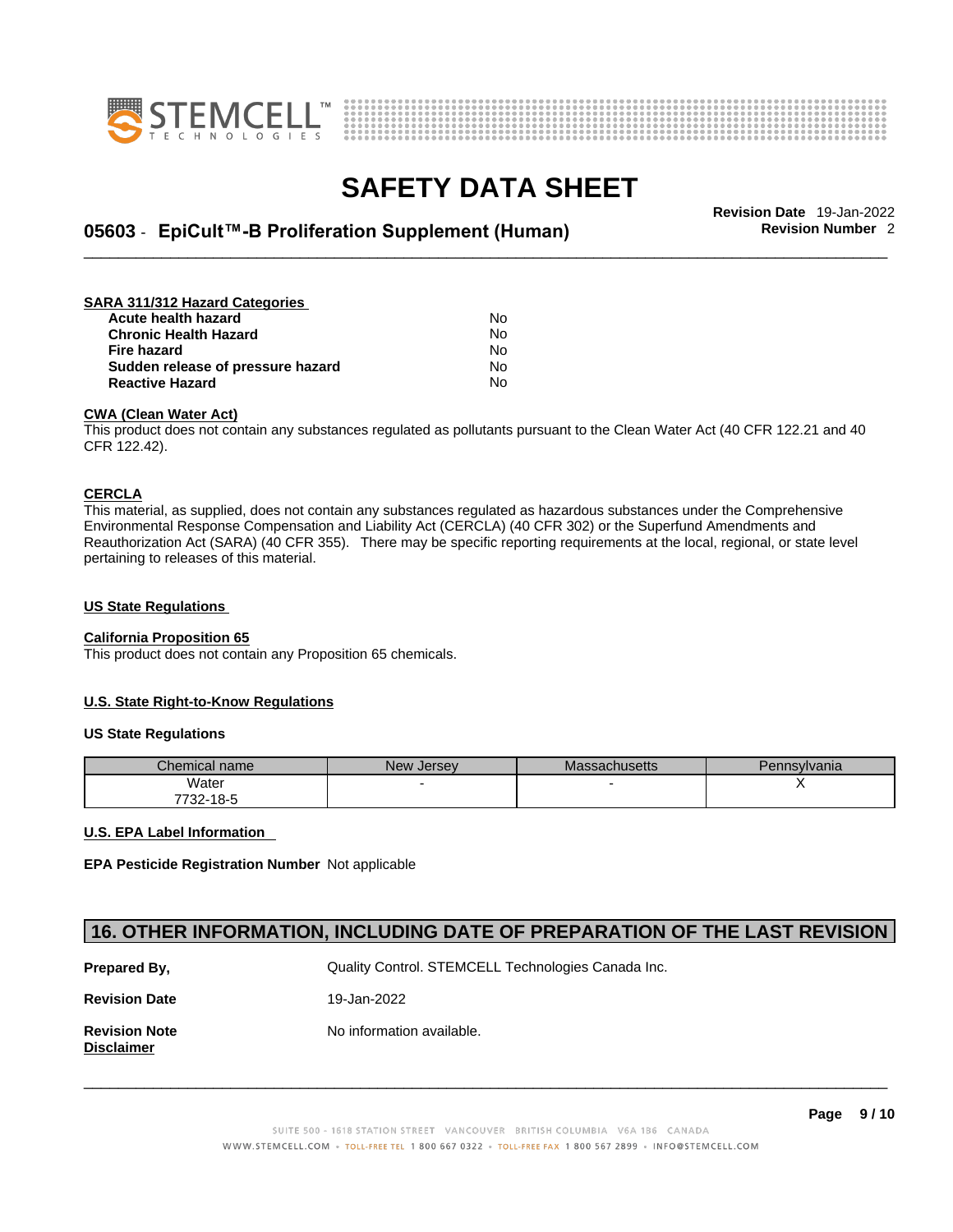**SARA 311/312 Hazard Categories**

| | |
|---|---|
| **Acute health hazard** | No |
| **Chronic Health Hazard** | No |
| **Fire hazard** | No |
| **Sudden release of pressure hazard** | No |
| **Reactive Hazard** | No |

**CWA (Clean Water Act)**

This product does not contain any substances regulated as pollutants pursuant to the Clean Water Act (40 CFR 122.21 and 40 CFR 122.42).

**CERCLA**

This material, as supplied, does not contain any substances regulated as hazardous substances under the Comprehensive Environmental Response Compensation and Liability Act (CERCLA) (40 CFR 302) or the Superfund Amendments and Reauthorization Act (SARA) (40 CFR 355). There may be specific reporting requirements at the local, regional, or state level pertaining to releases of this material.

**US State Regulations**

**California Proposition 65**

This product does not contain any Proposition 65 chemicals.

**U.S. State Right-to-Know Regulations**

**US State Regulations**

| Chemical name | New Jersey | Massachusetts | Pennsylvania |
|---|---|---|---|
| Water<br>7732-18-5 | - | - | X |

**U.S. EPA Label Information**

**EPA Pesticide Registration Number** Not applicable

## 16. OTHER INFORMATION, INCLUDING DATE OF PREPARATION OF THE LAST REVISION

| | |
|---|---|
| **Prepared By,** | Quality Control. STEMCELL Technologies Canada Inc. |
| **Revision Date** | 19-Jan-2022 |
| **Revision Note** | No information available. |

**Disclaimer**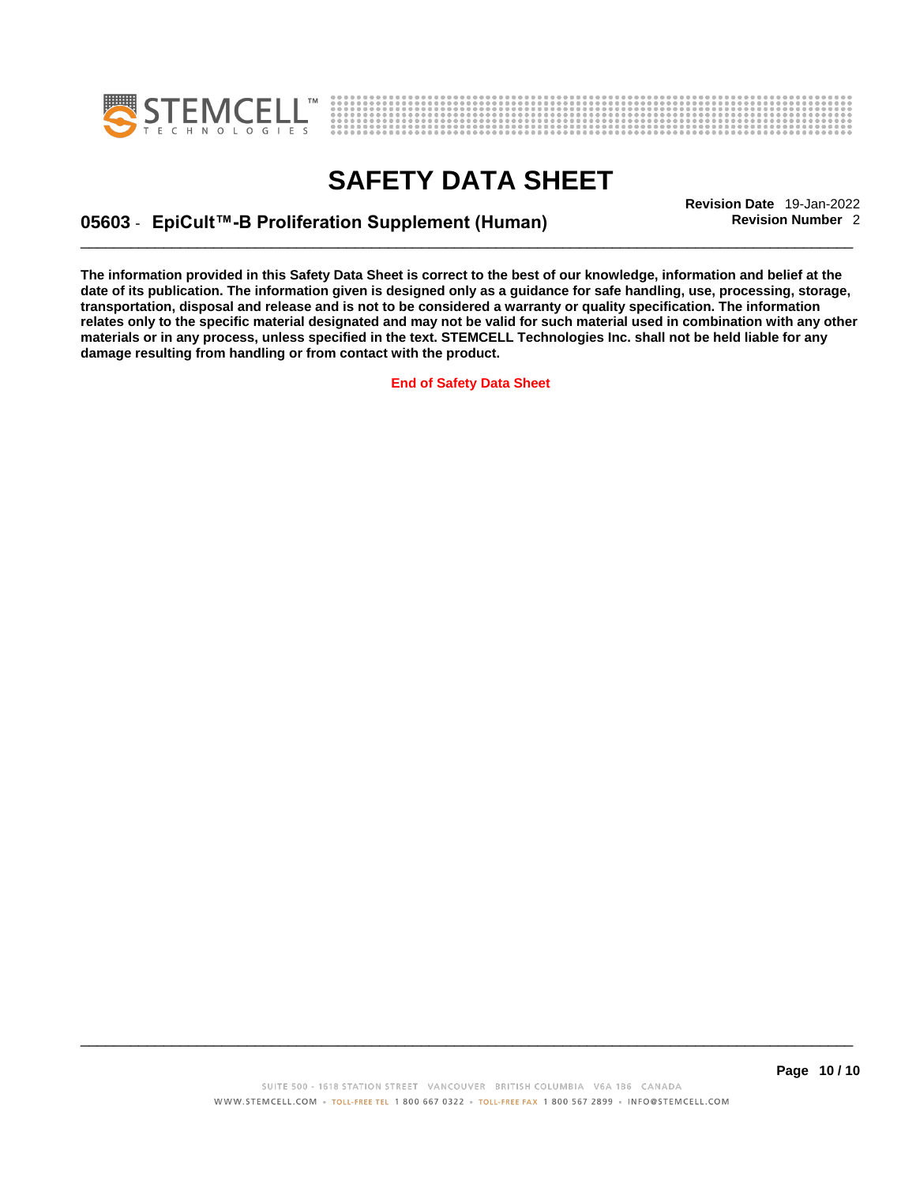**The information provided in this Safety Data Sheet is correct to the best of our knowledge, information and belief at the date of its publication. The information given is designed only as a guidance for safe handling, use, processing, storage, transportation, disposal and release and is not to be considered a warranty or quality specification. The information relates only to the specific material designated and may not be valid for such material used in combination with any other materials or in any process, unless specified in the text. STEMCELL Technologies Inc. shall not be held liable for any damage resulting from handling or from contact with the product.**

**End of Safety Data Sheet**